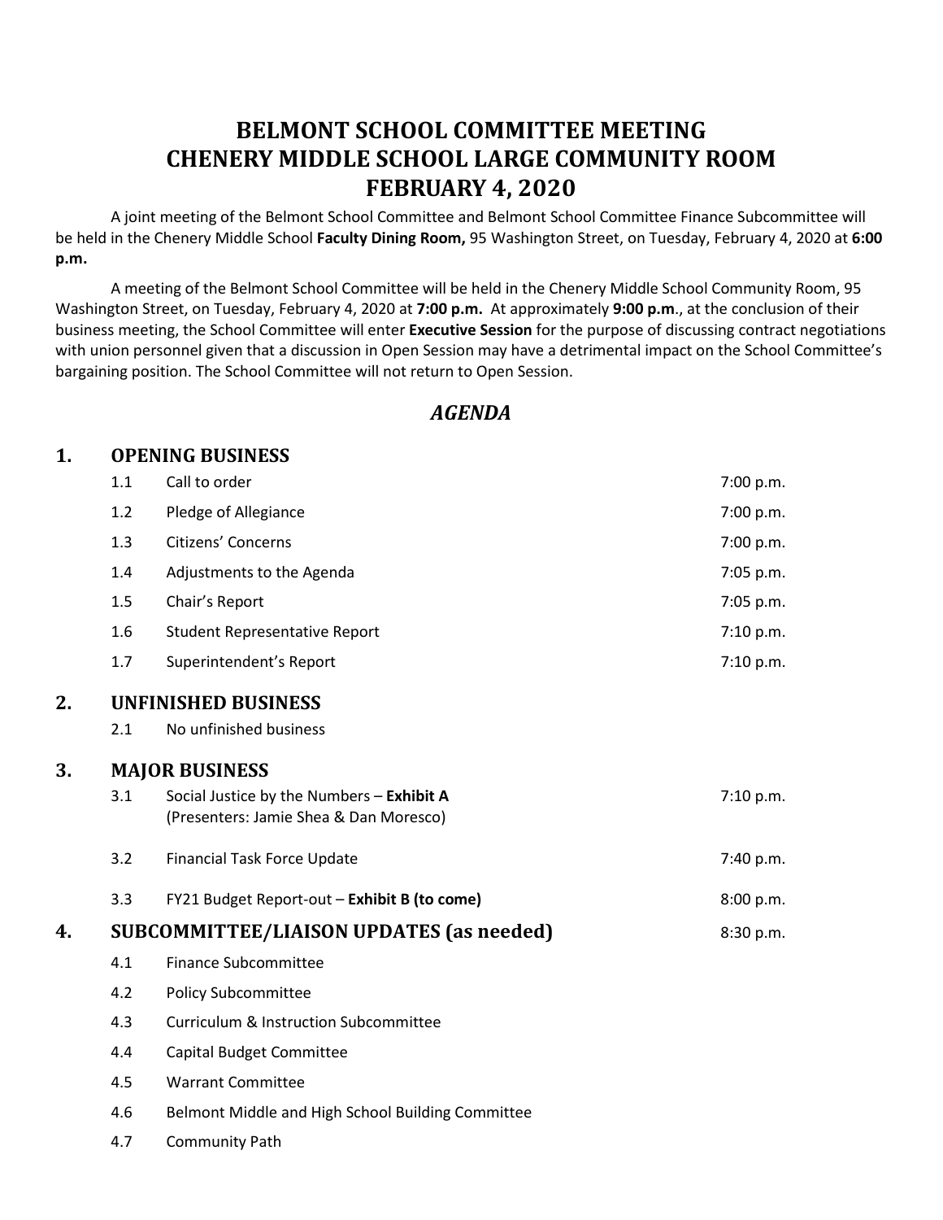# BELMONT SCHOOL COMMITTEE MEETING
# CHENERY MIDDLE SCHOOL LARGE COMMUNITY ROOM
# FEBRUARY 4, 2020

A joint meeting of the Belmont School Committee and Belmont School Committee Finance Subcommittee will be held in the Chenery Middle School **Faculty Dining Room,** 95 Washington Street, on Tuesday, February 4, 2020 at **6:00 p.m.**

A meeting of the Belmont School Committee will be held in the Chenery Middle School Community Room, 95 Washington Street, on Tuesday, February 4, 2020 at **7:00 p.m.** At approximately **9:00 p.m**., at the conclusion of their business meeting, the School Committee will enter **Executive Session** for the purpose of discussing contract negotiations with union personnel given that a discussion in Open Session may have a detrimental impact on the School Committee's bargaining position. The School Committee will not return to Open Session.

## *AGENDA*

## 1. OPENING BUSINESS

| | | |
|---|---|---|
| 1.1 | Call to order | 7:00 p.m. |
| 1.2 | Pledge of Allegiance | 7:00 p.m. |
| 1.3 | Citizens' Concerns | 7:00 p.m. |
| 1.4 | Adjustments to the Agenda | 7:05 p.m. |
| 1.5 | Chair's Report | 7:05 p.m. |
| 1.6 | Student Representative Report | 7:10 p.m. |
| 1.7 | Superintendent's Report | 7:10 p.m. |

## 2. UNFINISHED BUSINESS

2.1 No unfinished business

## 3. MAJOR BUSINESS

| | | |
|---|---|---|
| 3.1 | Social Justice by the Numbers – **Exhibit A** (Presenters: Jamie Shea & Dan Moresco) | 7:10 p.m. |
| 3.2 | Financial Task Force Update | 7:40 p.m. |
| 3.3 | FY21 Budget Report-out – **Exhibit B (to come)** | 8:00 p.m. |

## 4. SUBCOMMITTEE/LIAISON UPDATES (as needed) — 8:30 p.m.

4.1 Finance Subcommittee

4.2 Policy Subcommittee

4.3 Curriculum & Instruction Subcommittee

4.4 Capital Budget Committee

4.5 Warrant Committee

4.6 Belmont Middle and High School Building Committee

4.7 Community Path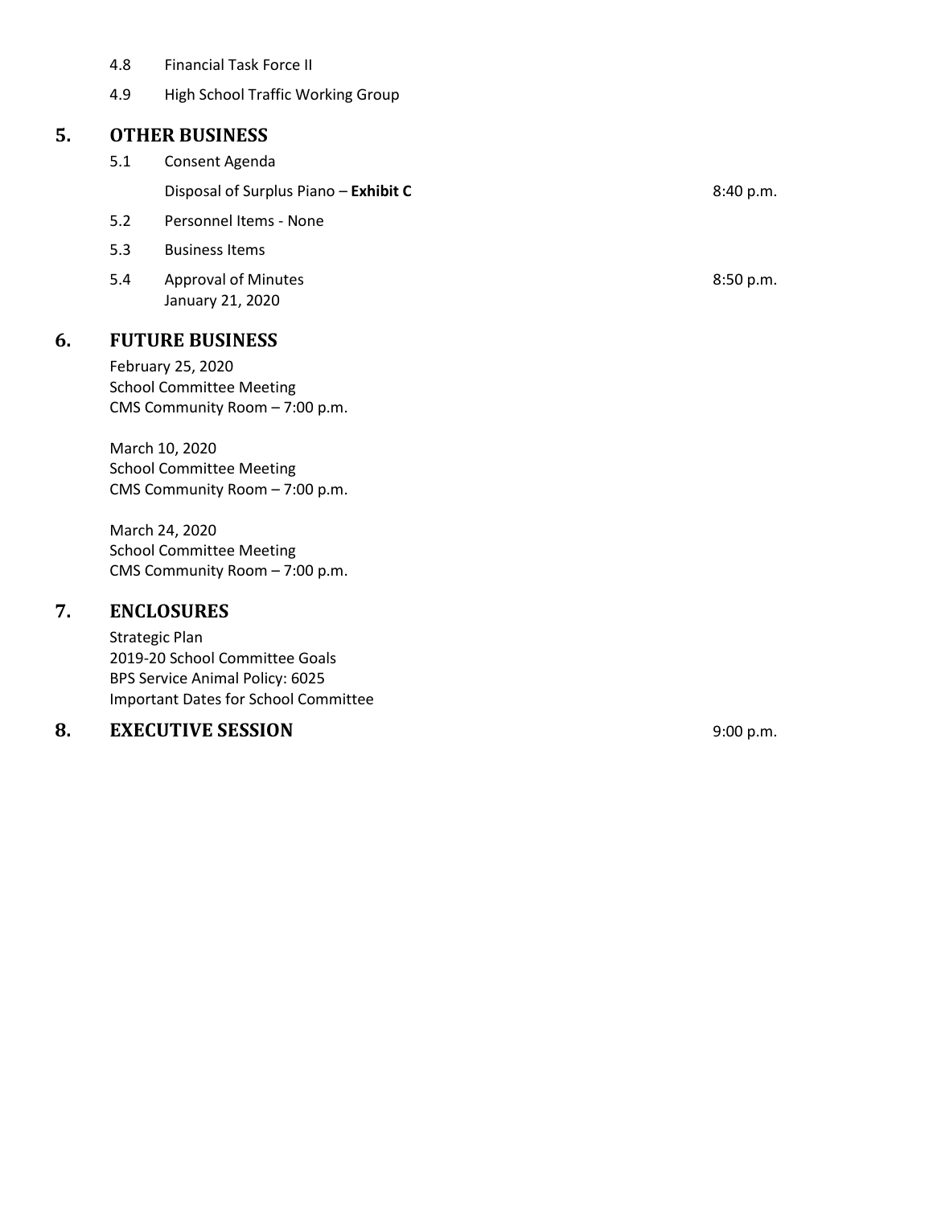4.8 Financial Task Force II

4.9 High School Traffic Working Group

## 5. OTHER BUSINESS

5.1 Consent Agenda

Disposal of Surplus Piano – **Exhibit C** 8:40 p.m.

5.2 Personnel Items - None

5.3 Business Items

5.4 Approval of Minutes 8:50 p.m.
January 21, 2020

## 6. FUTURE BUSINESS

February 25, 2020
School Committee Meeting
CMS Community Room – 7:00 p.m.

March 10, 2020
School Committee Meeting
CMS Community Room – 7:00 p.m.

March 24, 2020
School Committee Meeting
CMS Community Room – 7:00 p.m.

## 7. ENCLOSURES

Strategic Plan
2019-20 School Committee Goals
BPS Service Animal Policy: 6025
Important Dates for School Committee

## 8. EXECUTIVE SESSION 9:00 p.m.